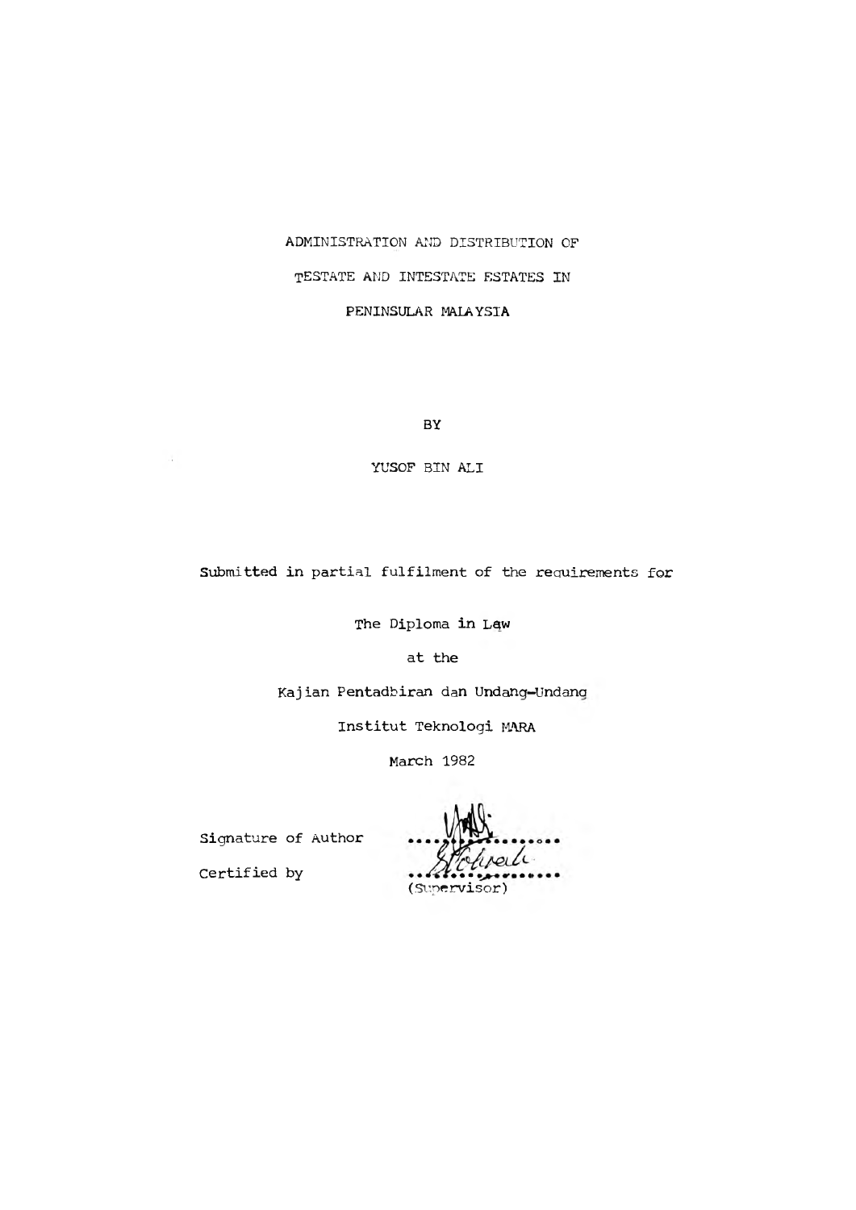# ADMINISTRATION AND DISTRIBUTION OF TESTATE AND INTESTATE ESTATES IN PENINSULAR MALAYSIA

BY

YUSOF BIN ALI

Submitted in partial fulfilment of the requirements for

The Diploma in Law

at the

Kajian Pentadbiran dan Undang-Undang

Institut Teknologi MARA

March 1982

Signature of Author ..................

Certified by ..................
(Supervisor)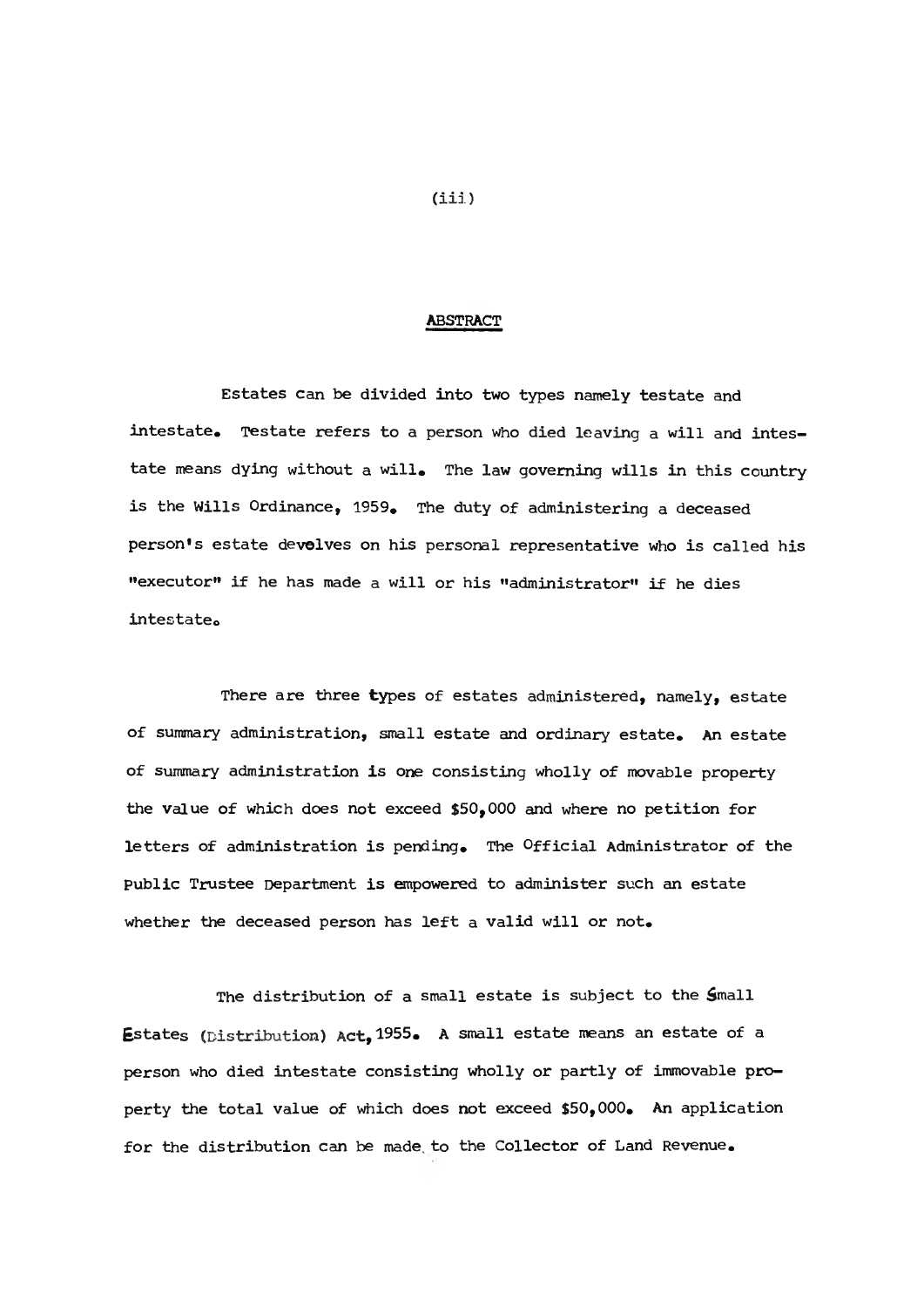## ABSTRACT

Estates can be divided into two types namely testate and intestate. Testate refers to a person who died leaving a will and intestate means dying without a will. The law governing wills in this country is the Wills Ordinance, 1959. The duty of administering a deceased person's estate develves on his personal representative who is called his "executor" if he has made a will or his "administrator" if he dies intestate.

There are three types of estates administered, namely, estate of summary administration, small estate and ordinary estate. An estate of summary administration is one consisting wholly of movable property the value of which does not exceed $50,000 and where no petition for letters of administration is pending. The Official Administrator of the Public Trustee Department is empowered to administer such an estate whether the deceased person has left a valid will or not.

The distribution of a small estate is subject to the Small Estates (Distribution) Act, 1955. A small estate means an estate of a person who died intestate consisting wholly or partly of immovable property the total value of which does not exceed $50,000. An application for the distribution can be made to the Collector of Land Revenue.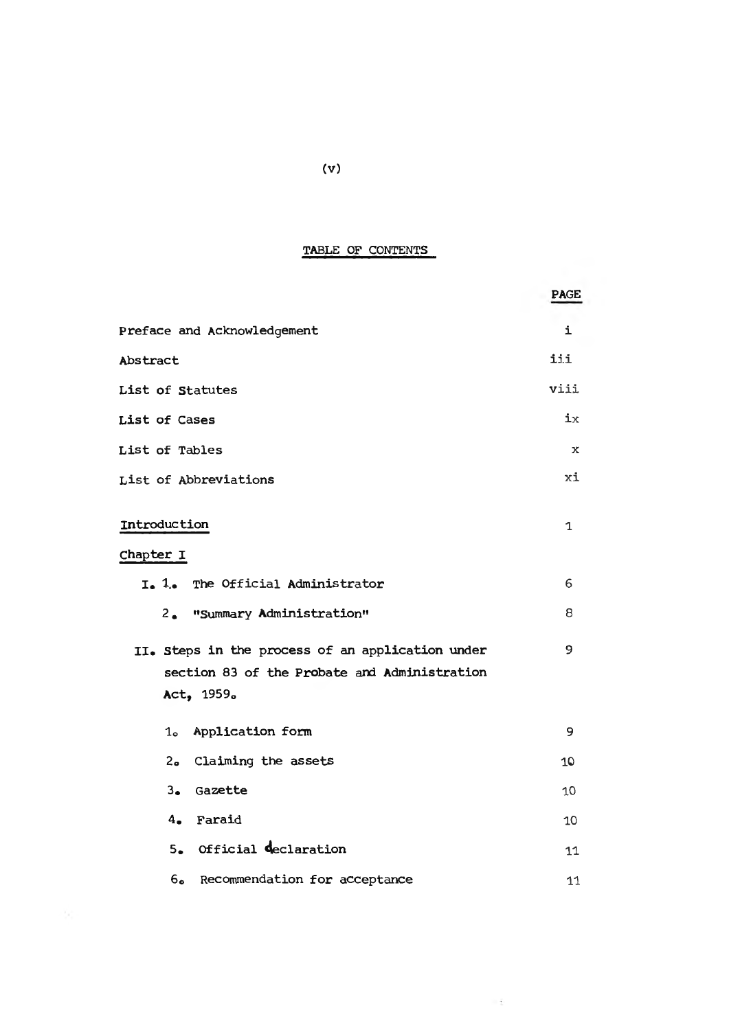# TABLE OF CONTENTS

| | PAGE |
|---|---|
| Preface and Acknowledgement | i |
| Abstract | iii |
| List of Statutes | viii |
| List of Cases | ix |
| List of Tables | x |
| List of Abbreviations | xi |
| Introduction | 1 |
| Chapter I | |
| I. 1. The Official Administrator | 6 |
| 2. "Summary Administration" | 8 |
| II. Steps in the process of an application under section 83 of the Probate and Administration Act, 1959. | 9 |
| 1. Application form | 9 |
| 2. Claiming the assets | 10 |
| 3. Gazette | 10 |
| 4. Faraid | 10 |
| 5. Official declaration | 11 |
| 6. Recommendation for acceptance | 11 |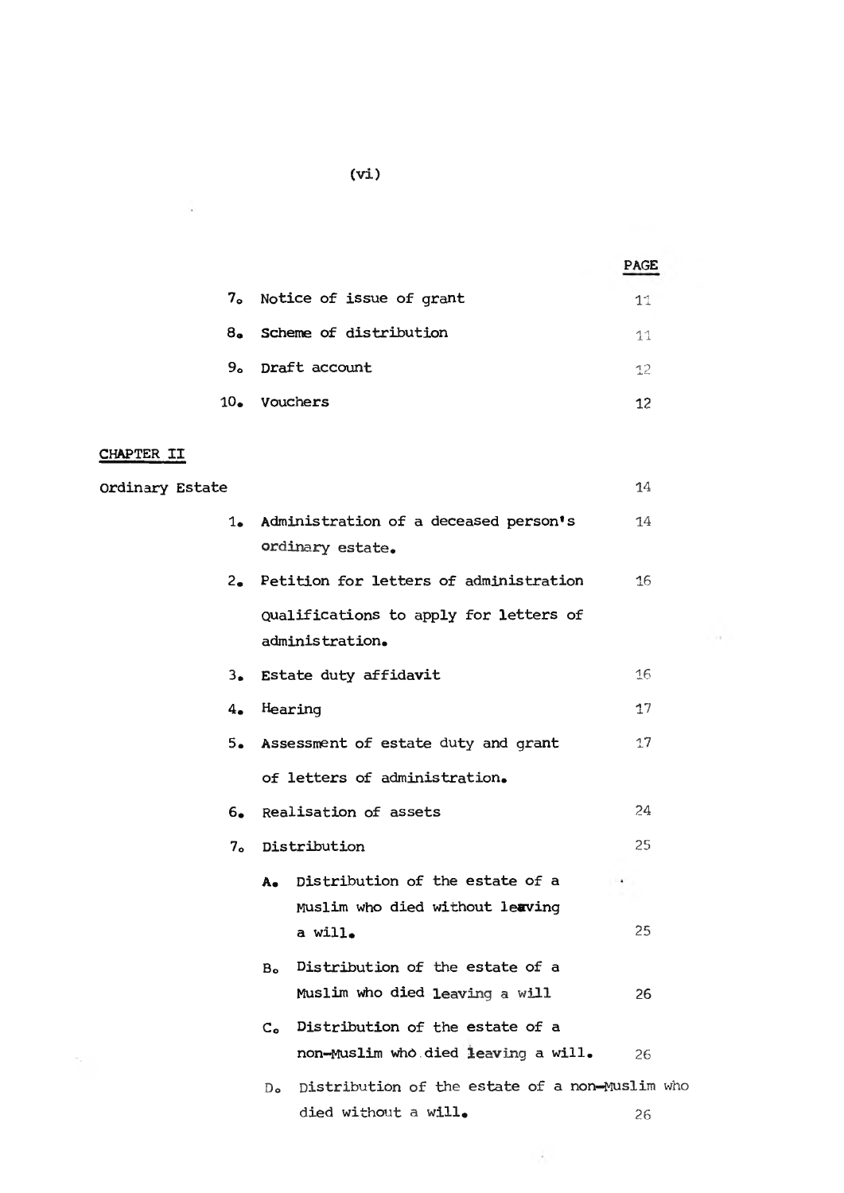| | | PAGE |
|---|---|---|
| 7. | Notice of issue of grant | 11 |
| 8. | Scheme of distribution | 11 |
| 9. | Draft account | 12 |
| 10. | Vouchers | 12 |

CHAPTER II

| | | PAGE |
|---|---|---|
| Ordinary Estate | | 14 |
| 1. | Administration of a deceased person's ordinary estate. | 14 |
| 2. | Petition for letters of administration<br>Qualifications to apply for letters of administration. | 16 |
| 3. | Estate duty affidavit | 16 |
| 4. | Hearing | 17 |
| 5. | Assessment of estate duty and grant of letters of administration. | 17 |
| 6. | Realisation of assets | 24 |
| 7. | Distribution | 25 |
| | A. Distribution of the estate of a Muslim who died without leaving a will. | 25 |
| | B. Distribution of the estate of a Muslim who died leaving a will | 26 |
| | C. Distribution of the estate of a non-Muslim who died leaving a will. | 26 |
| | D. Distribution of the estate of a non-Muslim who died without a will. | 26 |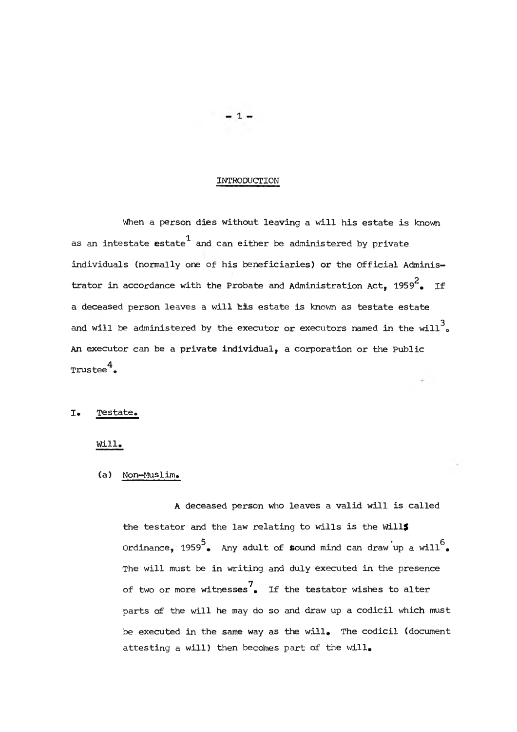## INTRODUCTION

When a person dies without leaving a will his estate is known as an intestate estate[1] and can either be administered by private individuals (normally one of his beneficiaries) or the Official Administrator in accordance with the Probate and Administration Act, 1959[2]. If a deceased person leaves a will his estate is known as testate estate and will be administered by the executor or executors named in the will[3]. An executor can be a private individual, a corporation or the Public Trustee[4].

### I. Testate.

#### Will.

##### (a) Non-Muslim.

A deceased person who leaves a valid will is called the testator and the law relating to wills is the Wills Ordinance, 1959[5]. Any adult of sound mind can draw up a will[6]. The will must be in writing and duly executed in the presence of two or more witnesses[7]. If the testator wishes to alter parts of the will he may do so and draw up a codicil which must be executed in the same way as the will. The codicil (document attesting a will) then becomes part of the will.